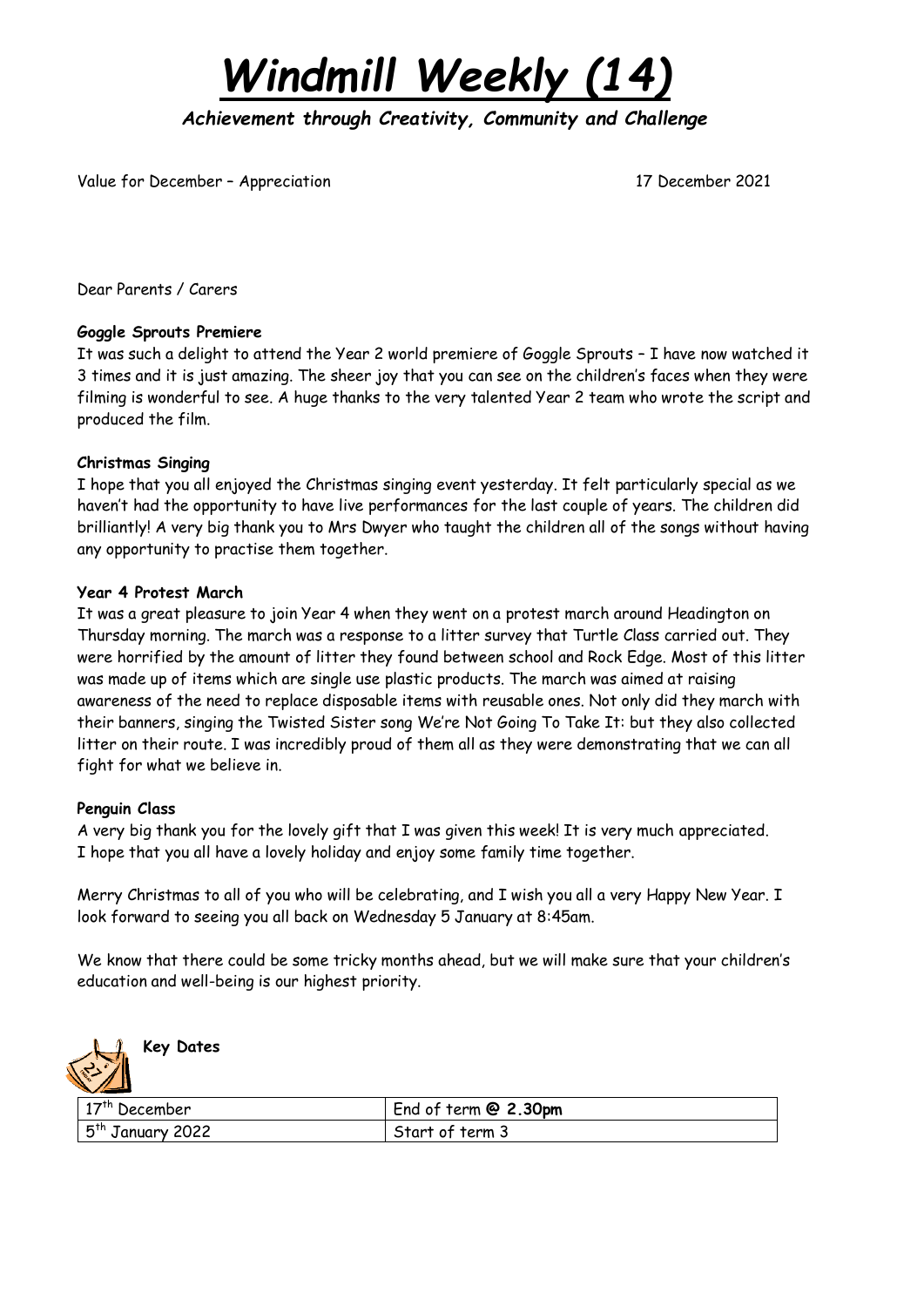# *Windmill Weekly (14)*

***Achievement through Creativity, Community and Challenge***

Value for December – Appreciation 17 December 2021

Dear Parents / Carers

**Goggle Sprouts Premiere**

It was such a delight to attend the Year 2 world premiere of Goggle Sprouts – I have now watched it 3 times and it is just amazing. The sheer joy that you can see on the children's faces when they were filming is wonderful to see. A huge thanks to the very talented Year 2 team who wrote the script and produced the film.

**Christmas Singing**

I hope that you all enjoyed the Christmas singing event yesterday. It felt particularly special as we haven't had the opportunity to have live performances for the last couple of years. The children did brilliantly! A very big thank you to Mrs Dwyer who taught the children all of the songs without having any opportunity to practise them together.

**Year 4 Protest March**

It was a great pleasure to join Year 4 when they went on a protest march around Headington on Thursday morning. The march was a response to a litter survey that Turtle Class carried out. They were horrified by the amount of litter they found between school and Rock Edge. Most of this litter was made up of items which are single use plastic products. The march was aimed at raising awareness of the need to replace disposable items with reusable ones. Not only did they march with their banners, singing the Twisted Sister song We're Not Going To Take It: but they also collected litter on their route. I was incredibly proud of them all as they were demonstrating that we can all fight for what we believe in.

**Penguin Class**

A very big thank you for the lovely gift that I was given this week! It is very much appreciated.
I hope that you all have a lovely holiday and enjoy some family time together.

Merry Christmas to all of you who will be celebrating, and I wish you all a very Happy New Year. I look forward to seeing you all back on Wednesday 5 January at 8:45am.

We know that there could be some tricky months ahead, but we will make sure that your children's education and well-being is our highest priority.

**Key Dates**

| | |
|---|---|
| 17th December | End of term **@ 2.30pm** |
| 5th January 2022 | Start of term 3 |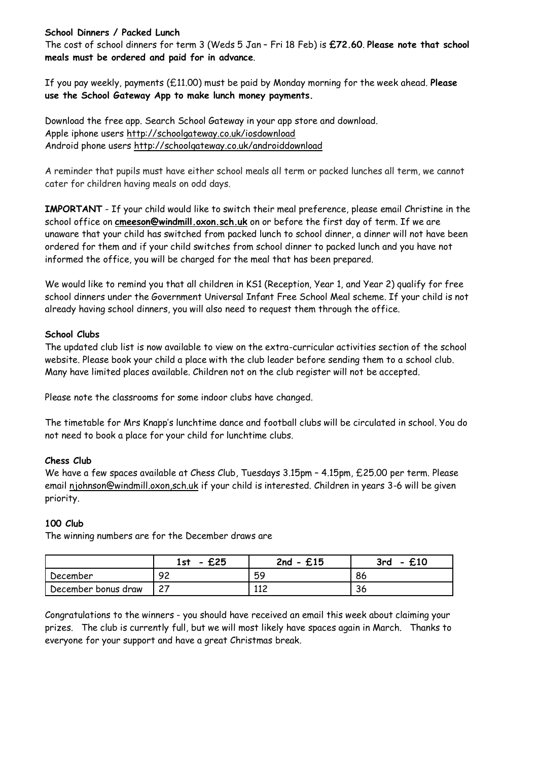**School Dinners / Packed Lunch**

The cost of school dinners for term 3 (Weds 5 Jan – Fri 18 Feb) is **£72.60**. **Please note that school meals must be ordered and paid for in advance**.

If you pay weekly, payments (£11.00) must be paid by Monday morning for the week ahead. **Please use the School Gateway App to make lunch money payments.**

Download the free app. Search School Gateway in your app store and download.
Apple iphone users http://schoolgateway.co.uk/iosdownload
Android phone users http://schoolgateway.co.uk/androiddownload

A reminder that pupils must have either school meals all term or packed lunches all term, we cannot cater for children having meals on odd days.

**IMPORTANT** - If your child would like to switch their meal preference, please email Christine in the school office on **cmeeson@windmill.oxon.sch.uk** on or before the first day of term. If we are unaware that your child has switched from packed lunch to school dinner, a dinner will not have been ordered for them and if your child switches from school dinner to packed lunch and you have not informed the office, you will be charged for the meal that has been prepared.

We would like to remind you that all children in KS1 (Reception, Year 1, and Year 2) qualify for free school dinners under the Government Universal Infant Free School Meal scheme. If your child is not already having school dinners, you will also need to request them through the office.

**School Clubs**

The updated club list is now available to view on the extra-curricular activities section of the school website. Please book your child a place with the club leader before sending them to a school club. Many have limited places available. Children not on the club register will not be accepted.

Please note the classrooms for some indoor clubs have changed.

The timetable for Mrs Knapp's lunchtime dance and football clubs will be circulated in school. You do not need to book a place for your child for lunchtime clubs.

**Chess Club**

We have a few spaces available at Chess Club, Tuesdays 3.15pm – 4.15pm, £25.00 per term. Please email njohnson@windmill.oxon,sch.uk if your child is interested. Children in years 3-6 will be given priority.

**100 Club**

The winning numbers are for the December draws are

| | **1st - £25** | **2nd - £15** | **3rd - £10** |
|---|---|---|---|
| December | 92 | 59 | 86 |
| December bonus draw | 27 | 112 | 36 |

Congratulations to the winners - you should have received an email this week about claiming your prizes. The club is currently full, but we will most likely have spaces again in March. Thanks to everyone for your support and have a great Christmas break.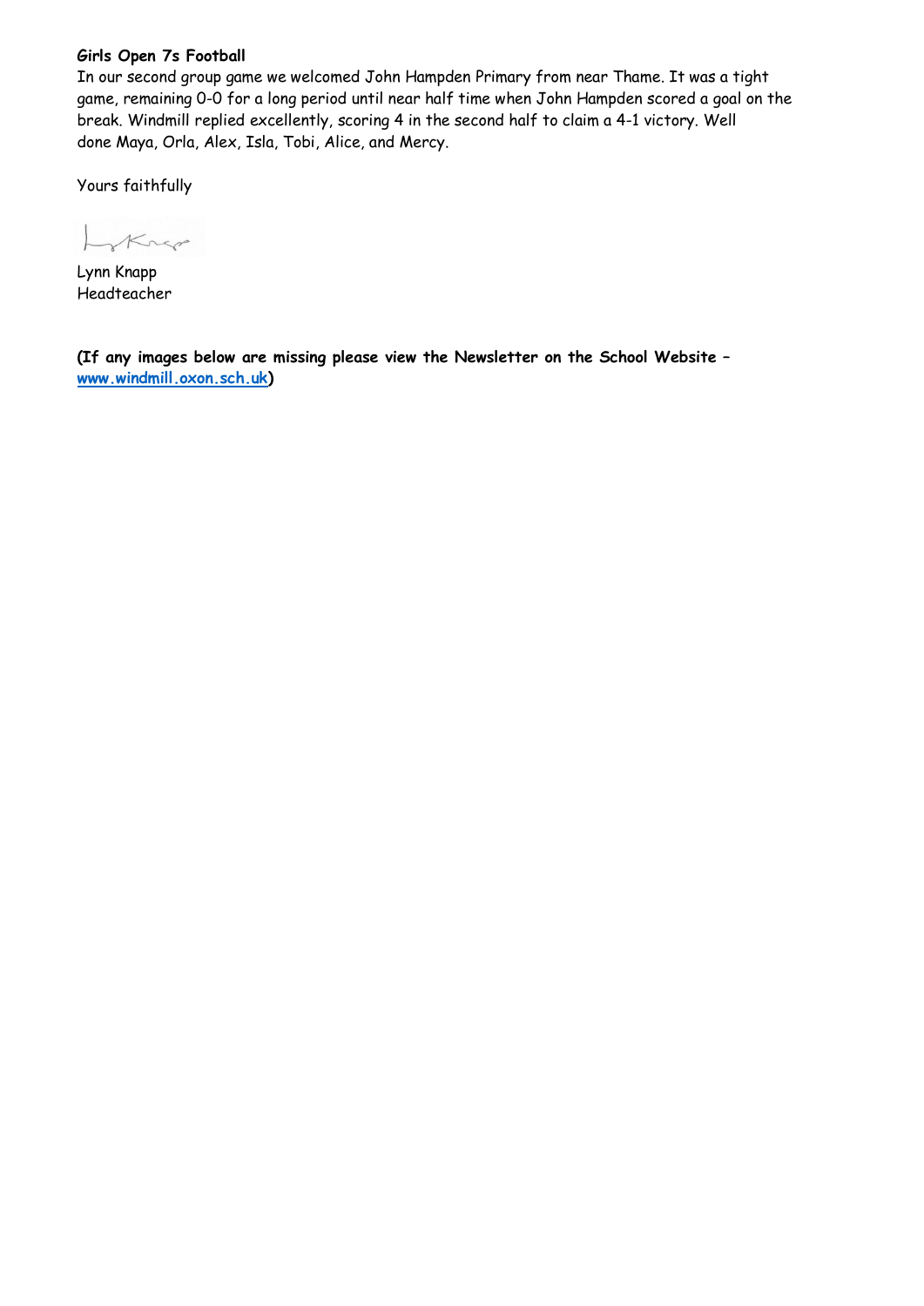**Girls Open 7s Football**

In our second group game we welcomed John Hampden Primary from near Thame. It was a tight game, remaining 0-0 for a long period until near half time when John Hampden scored a goal on the break. Windmill replied excellently, scoring 4 in the second half to claim a 4-1 victory. Well done Maya, Orla, Alex, Isla, Tobi, Alice, and Mercy.

Yours faithfully

Lynn Knapp
Headteacher

**(If any images below are missing please view the Newsletter on the School Website – [www.windmill.oxon.sch.uk](http://www.windmill.oxon.sch.uk))**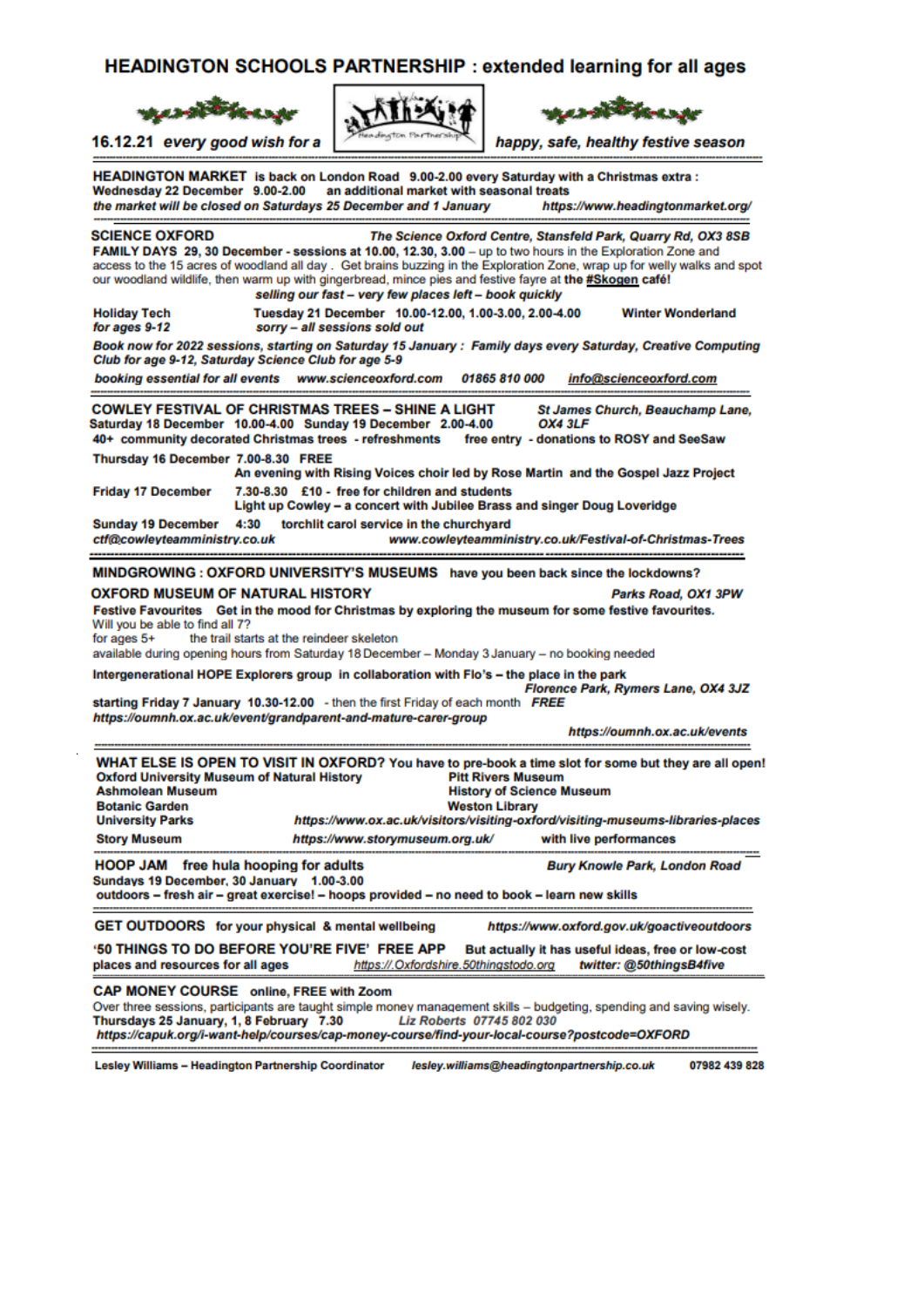## HEADINGTON SCHOOLS PARTNERSHIP : extended learning for all ages

**16.12.21** *every good wish for a* *happy, safe, healthy festive season*

---

**HEADINGTON MARKET** is back on London Road 9.00-2.00 every Saturday with a Christmas extra :
**Wednesday 22 December** 9.00-2.00 an additional market with seasonal treats
*the market will be closed on Saturdays 25 December and 1 January* *https://www.headingtonmarket.org/*

---

**SCIENCE OXFORD** *The Science Oxford Centre, Stansfeld Park, Quarry Rd, OX3 8SB*
**FAMILY DAYS 29, 30 December - sessions at 10.00, 12.30, 3.00** – up to two hours in the Exploration Zone and access to the 15 acres of woodland all day . Get brains buzzing in the Exploration Zone, wrap up for welly walks and spot our woodland wildlife, then warm up with gingerbread, mince pies and festive fayre at the **#Skogen café!**
*selling our fast – very few places left – book quickly*

**Holiday Tech** *for ages 9-12* **Tuesday 21 December** 10.00-12.00, 1.00-3.00, 2.00-4.00 **Winter Wonderland**
*sorry – all sessions sold out*

*Book now for 2022 sessions, starting on Saturday 15 January : Family days every Saturday, Creative Computing Club for age 9-12, Saturday Science Club for age 5-9*

*booking essential for all events* *www.scienceoxford.com* 01865 810 000 info@scienceoxford.com

---

**COWLEY FESTIVAL OF CHRISTMAS TREES – SHINE A LIGHT** *St James Church, Beauchamp Lane, OX4 3LF*
**Saturday 18 December** 10.00-4.00 **Sunday 19 December** 2.00-4.00
40+ community decorated Christmas trees - refreshments free entry - donations to ROSY and SeeSaw

**Thursday 16 December** 7.00-8.30 FREE
An evening with Rising Voices choir led by Rose Martin and the Gospel Jazz Project

**Friday 17 December** 7.30-8.30 £10 - free for children and students
Light up Cowley – a concert with Jubilee Brass and singer Doug Loveridge

**Sunday 19 December** 4:30 torchlit carol service in the churchyard
*ctf@cowleyteamministry.co.uk* *www.cowleyteamministry.co.uk/Festival-of-Christmas-Trees*

---

**MINDGROWING : OXFORD UNIVERSITY'S MUSEUMS** have you been back since the lockdowns?

**OXFORD MUSEUM OF NATURAL HISTORY** *Parks Road, OX1 3PW*
**Festive Favourites** Get in the mood for Christmas by exploring the museum for some festive favourites.
Will you be able to find all 7?
for ages 5+ the trail starts at the reindeer skeleton
available during opening hours from Saturday 18 December – Monday 3 January – no booking needed

**Intergenerational HOPE Explorers group** in collaboration with Flo's – the place in the park
*Florence Park, Rymers Lane, OX4 3JZ*
**starting Friday 7 January** 10.30-12.00 - then the first Friday of each month *FREE*
*https://oumnh.ox.ac.uk/event/grandparent-and-mature-carer-group*

*https://oumnh.ox.ac.uk/events*

---

**WHAT ELSE IS OPEN TO VISIT IN OXFORD?** You have to pre-book a time slot for some but they are all open!
**Oxford University Museum of Natural History**
**Pitt Rivers Museum**
**Ashmolean Museum**
**History of Science Museum**
**Botanic Garden**
**Weston Library**
**University Parks** *https://www.ox.ac.uk/visitors/visiting-oxford/visiting-museums-libraries-places*
**Story Museum** *https://www.storymuseum.org.uk/* with live performances

---

**HOOP JAM** free hula hooping for adults *Bury Knowle Park, London Road*
**Sundays 19 December, 30 January** 1.00-3.00
outdoors – fresh air – great exercise! – hoops provided – no need to book – learn new skills

---

**GET OUTDOORS** for your physical & mental wellbeing *https://www.oxford.gov.uk/goactiveoutdoors*

**'50 THINGS TO DO BEFORE YOU'RE FIVE' FREE APP** But actually it has useful ideas, free or low-cost places and resources for all ages https://.Oxfordshire.50thingstodo.org *twitter: @50thingsB4five*

---

**CAP MONEY COURSE** online, FREE with Zoom
Over three sessions, participants are taught simple money management skills – budgeting, spending and saving wisely.
**Thursdays 25 January, 1, 8 February** 7.30 *Liz Roberts 07745 802 030*
*https://capuk.org/i-want-help/courses/cap-money-course/find-your-local-course?postcode=OXFORD*

---

**Lesley Williams – Headington Partnership Coordinator** *lesley.williams@headingtonpartnership.co.uk* 07982 439 828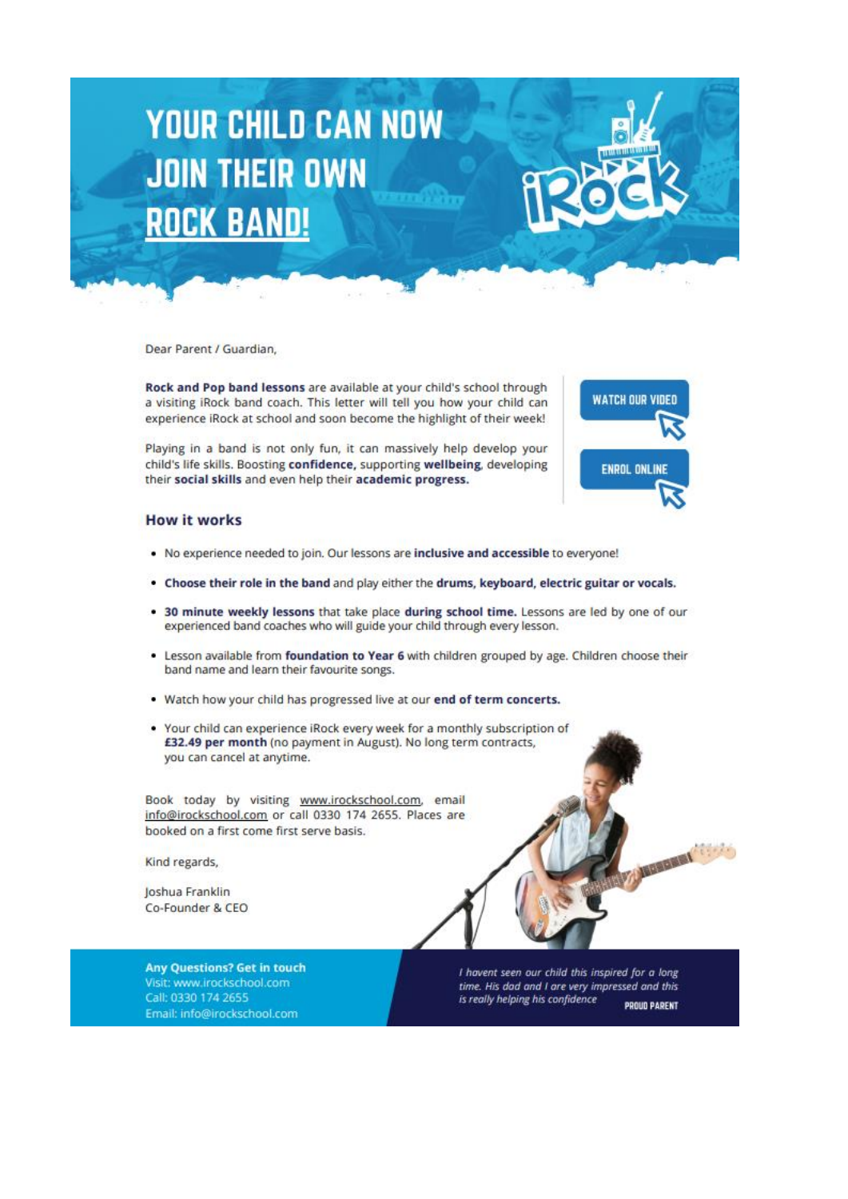# YOUR CHILD CAN NOW JOIN THEIR OWN ROCK BAND!

iRock

Dear Parent / Guardian,

**Rock and Pop band lessons** are available at your child's school through a visiting iRock band coach. This letter will tell you how your child can experience iRock at school and soon become the highlight of their week!

Playing in a band is not only fun, it can massively help develop your child's life skills. Boosting **confidence,** supporting **wellbeing**, developing their **social skills** and even help their **academic progress.**

WATCH OUR VIDEO

ENROL ONLINE

## How it works

- No experience needed to join. Our lessons are **inclusive and accessible** to everyone!
- **Choose their role in the band** and play either the **drums, keyboard, electric guitar or vocals.**
- **30 minute weekly lessons** that take place **during school time.** Lessons are led by one of our experienced band coaches who will guide your child through every lesson.
- Lesson available from **foundation to Year 6** with children grouped by age. Children choose their band name and learn their favourite songs.
- Watch how your child has progressed live at our **end of term concerts.**
- Your child can experience iRock every week for a monthly subscription of **£32.49 per month** (no payment in August). No long term contracts, you can cancel at anytime.

Book today by visiting www.irockschool.com, email info@irockschool.com or call 0330 174 2655. Places are booked on a first come first serve basis.

Kind regards,

Joshua Franklin
Co-Founder & CEO

**Any Questions? Get in touch**
Visit: www.irockschool.com
Call: 0330 174 2655
Email: info@irockschool.com

*I havent seen our child this inspired for a long time. His dad and I are very impressed and this is really helping his confidence*

PROUD PARENT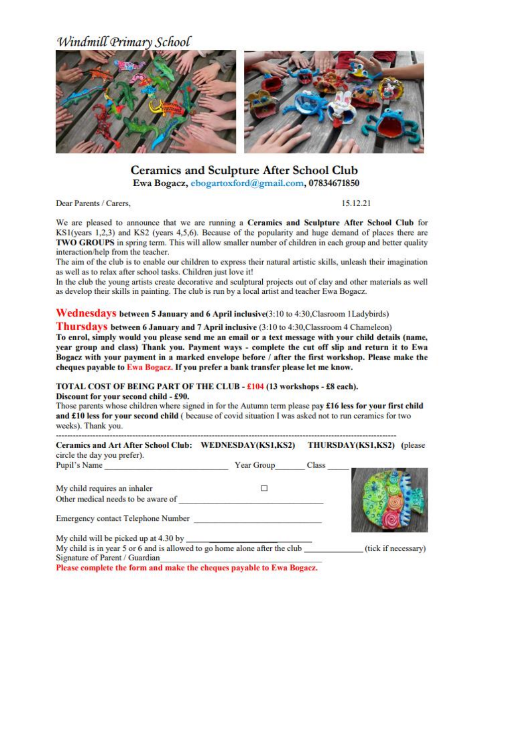*Windmill Primary School*

## Ceramics and Sculpture After School Club

**Ewa Bogacz, ebogartoxford@gmail.com, 07834671850**

Dear Parents / Carers,

15.12.21

We are pleased to announce that we are running a **Ceramics and Sculpture After School Club** for KS1(years 1,2,3) and KS2 (years 4,5,6). Because of the popularity and huge demand of places there are **TWO GROUPS** in spring term. This will allow smaller number of children in each group and better quality interaction/help from the teacher.

The aim of the club is to enable our children to express their natural artistic skills, unleash their imagination as well as to relax after school tasks. Children just love it!

In the club the young artists create decorative and sculptural projects out of clay and other materials as well as develop their skills in painting. The club is run by a local artist and teacher Ewa Bogacz.

**Wednesdays between 5 January and 6 April inclusive**(3:10 to 4:30,Clasroom 1Ladybirds)

**Thursdays between 6 January and 7 April inclusive** (3:10 to 4:30,Classroom 4 Chameleon)

**To enrol, simply would you please send me an email or a text message with your child details (name, year group and class) Thank you. Payment ways - complete the cut off slip and return it to Ewa Bogacz with your payment in a marked envelope before / after the first workshop. Please make the cheques payable to Ewa Bogacz. If you prefer a bank transfer please let me know.**

**TOTAL COST OF BEING PART OF THE CLUB - £104 (13 workshops - £8 each).**

**Discount for your second child - £90.**

Those parents whose children where signed in for the Autumn term please pay **£16 less for your first child and £10 less for your second child** ( because of covid situation I was asked not to run ceramics for two weeks). Thank you.

---

**Ceramics and Art After School Club: WEDNESDAY(KS1,KS2) THURSDAY(KS1,KS2)** (please circle the day you prefer).

Pupil's Name ______________________ Year Group_______ Class ______

My child requires an inhaler ☐

Other medical needs to be aware of ______________________

Emergency contact Telephone Number ______________________

My child will be picked up at 4.30 by ______________________

My child is in year 5 or 6 and is allowed to go home alone after the club ____________ (tick if necessary)

Signature of Parent / Guardian ______________________

**Please complete the form and make the cheques payable to Ewa Bogacz.**